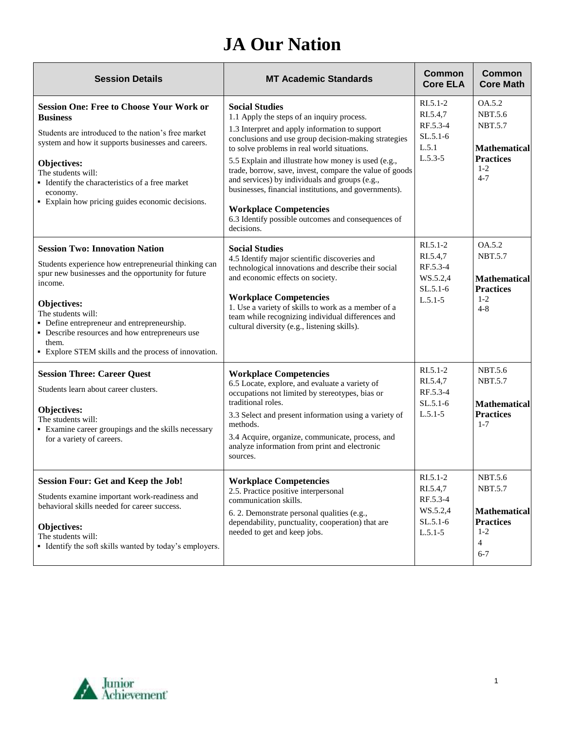# JA Our Nation

| Session Details | MT Academic Standards | Common Core ELA | Common Core Math |
|---|---|---|---|
| **Session One: Free to Choose Your Work or Business**<br><br>Students are introduced to the nation's free market system and how it supports businesses and careers.<br><br>**Objectives:**<br>The students will:<br>▪ Identify the characteristics of a free market economy.<br>▪ Explain how pricing guides economic decisions. | **Social Studies**<br>1.1 Apply the steps of an inquiry process.<br>1.3 Interpret and apply information to support conclusions and use group decision-making strategies to solve problems in real world situations.<br>5.5 Explain and illustrate how money is used (e.g., trade, borrow, save, invest, compare the value of goods and services) by individuals and groups (e.g., businesses, financial institutions, and governments).<br><br>**Workplace Competencies**<br>6.3 Identify possible outcomes and consequences of decisions. | RI.5.1-2<br>RI.5.4,7<br>RF.5.3-4<br>SL.5.1-6<br>L.5.1<br>L.5.3-5 | OA.5.2<br>NBT.5.6<br>NBT.5.7<br><br>**Mathematical Practices**<br>1-2<br>4-7 |
| **Session Two: Innovation Nation**<br><br>Students experience how entrepreneurial thinking can spur new businesses and the opportunity for future income.<br><br>**Objectives:**<br>The students will:<br>▪ Define entrepreneur and entrepreneurship.<br>▪ Describe resources and how entrepreneurs use them.<br>▪ Explore STEM skills and the process of innovation. | **Social Studies**<br>4.5 Identify major scientific discoveries and technological innovations and describe their social and economic effects on society.<br><br>**Workplace Competencies**<br>1. Use a variety of skills to work as a member of a team while recognizing individual differences and cultural diversity (e.g., listening skills). | RI.5.1-2<br>RI.5.4,7<br>RF.5.3-4<br>WS.5.2,4<br>SL.5.1-6<br>L.5.1-5 | OA.5.2<br>NBT.5.7<br><br>**Mathematical Practices**<br>1-2<br>4-8 |
| **Session Three: Career Quest**<br><br>Students learn about career clusters.<br><br>**Objectives:**<br>The students will:<br>▪ Examine career groupings and the skills necessary for a variety of careers. | **Workplace Competencies**<br>6.5 Locate, explore, and evaluate a variety of occupations not limited by stereotypes, bias or traditional roles.<br>3.3 Select and present information using a variety of methods.<br>3.4 Acquire, organize, communicate, process, and analyze information from print and electronic sources. | RI.5.1-2<br>RI.5.4,7<br>RF.5.3-4<br>SL.5.1-6<br>L.5.1-5 | NBT.5.6<br>NBT.5.7<br><br>**Mathematical Practices**<br>1-7 |
| **Session Four: Get and Keep the Job!**<br><br>Students examine important work-readiness and behavioral skills needed for career success.<br><br>**Objectives:**<br>The students will:<br>▪ Identify the soft skills wanted by today's employers. | **Workplace Competencies**<br>2.5. Practice positive interpersonal communication skills.<br>6. 2. Demonstrate personal qualities (e.g., dependability, punctuality, cooperation) that are needed to get and keep jobs. | RI.5.1-2<br>RI.5.4,7<br>RF.5.3-4<br>WS.5.2,4<br>SL.5.1-6<br>L.5.1-5 | NBT.5.6<br>NBT.5.7<br><br>**Mathematical Practices**<br>1-2<br>4<br>6-7 |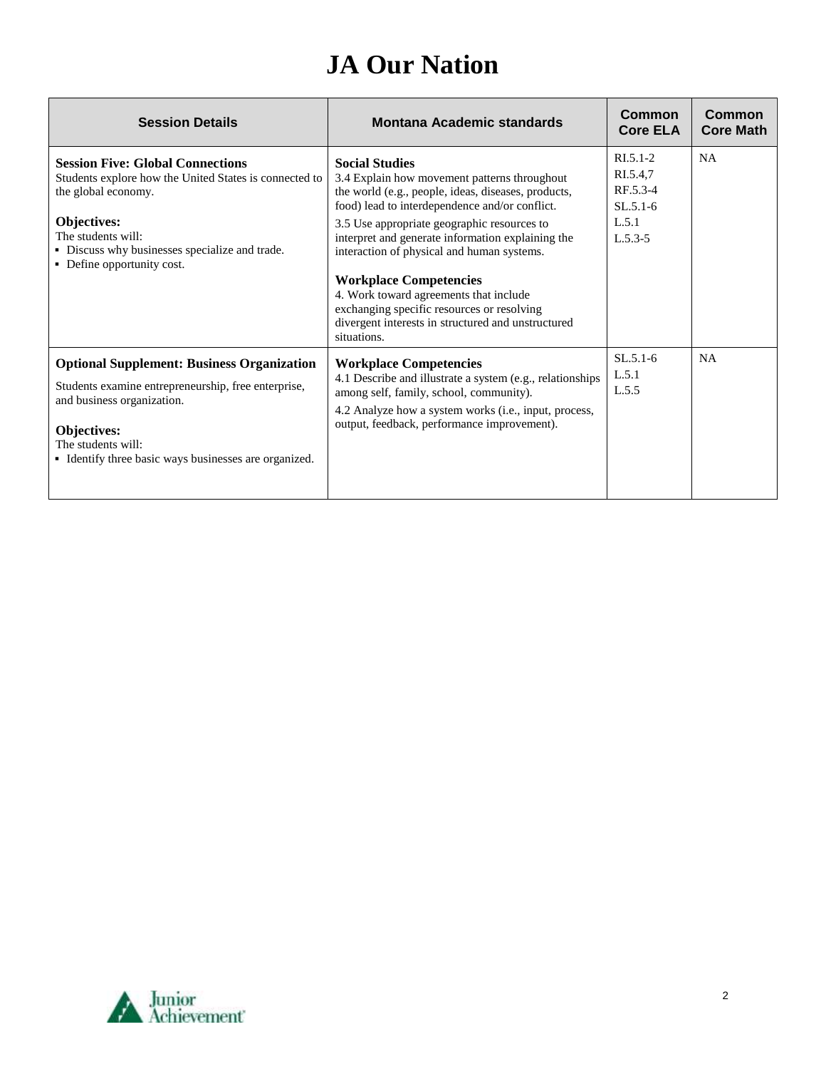# JA Our Nation

| Session Details | Montana Academic standards | Common Core ELA | Common Core Math |
|---|---|---|---|
| **Session Five: Global Connections**<br>Students explore how the United States is connected to the global economy.<br><br>**Objectives:**<br>The students will:<br>▪ Discuss why businesses specialize and trade.<br>▪ Define opportunity cost. | **Social Studies**<br>3.4 Explain how movement patterns throughout the world (e.g., people, ideas, diseases, products, food) lead to interdependence and/or conflict.<br>3.5 Use appropriate geographic resources to interpret and generate information explaining the interaction of physical and human systems.<br><br>**Workplace Competencies**<br>4. Work toward agreements that include exchanging specific resources or resolving divergent interests in structured and unstructured situations. | RI.5.1-2<br>RI.5.4,7<br>RF.5.3-4<br>SL.5.1-6<br>L.5.1<br>L.5.3-5 | NA |
| **Optional Supplement: Business Organization**<br>Students examine entrepreneurship, free enterprise, and business organization.<br><br>**Objectives:**<br>The students will:<br>▪ Identify three basic ways businesses are organized. | **Workplace Competencies**<br>4.1 Describe and illustrate a system (e.g., relationships among self, family, school, community).<br>4.2 Analyze how a system works (i.e., input, process, output, feedback, performance improvement). | SL.5.1-6<br>L.5.1<br>L.5.5 | NA |